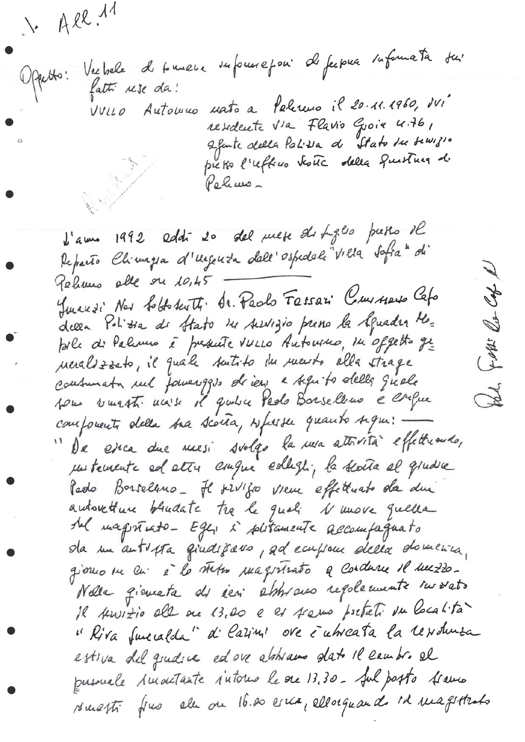1. All. 11

Oggetto: Verbale di sommarie informazioni di persona informata sui fatti rese da:
VULLO Antonino nato a Palermo il 20.11.1960, ivi residente via Flavio Gioia n.76, agente della Polizia di Stato in servizio presso l'ufficio Scorte della Questura di Palermo -

L'anno 1992 addì 20 del mese di luglio presso il Reparto Chirurgia d'urgenza dell'ospedale "Villa Sofia" di Palermo alle ore 10,45 ———

Innanzi Noi sottoscritti Dr. Paolo Fassari Commissario Capo della Polizia di Stato in servizio presso la Squadra Mobile di Palermo è presente VULLO Antonino, in oggetto generalizzato, il quale sentito in merito alla strage consumata nel pomeriggio di ieri a seguito della quale sono rimasti uccisi il giudice Paolo Borsellino e cinque componenti della sua scorta, riferisce quanto segue: ———

" Da circa due mesi svolgo la mia attività effettuando, unitamente ad altri cinque colleghi, la scorta al giudice Paolo Borsellino - Il servizio viene effettuato da due autovetture blindate tra le quali si muove quella del magistrato - Egli è solitamente accompagnato da un autista giudiziario, ad eccezione della domenica, giorno in cui è lo stesso magistrato a condurre il mezzo - Nella giornata di ieri abbiamo regolarmente iniziato il servizio alle ore 13,00 e ci siamo portati in località "Riva Smeralda" di Carini ove è ubicata la residenza estiva del giudice ed ove abbiamo dato il cambio al personale smontante intorno le ore 13,30 - Sul posto siamo rimasti fino alle ore 16,00 circa, allorquando il magistrato

Dr. Fassari Comm. Capo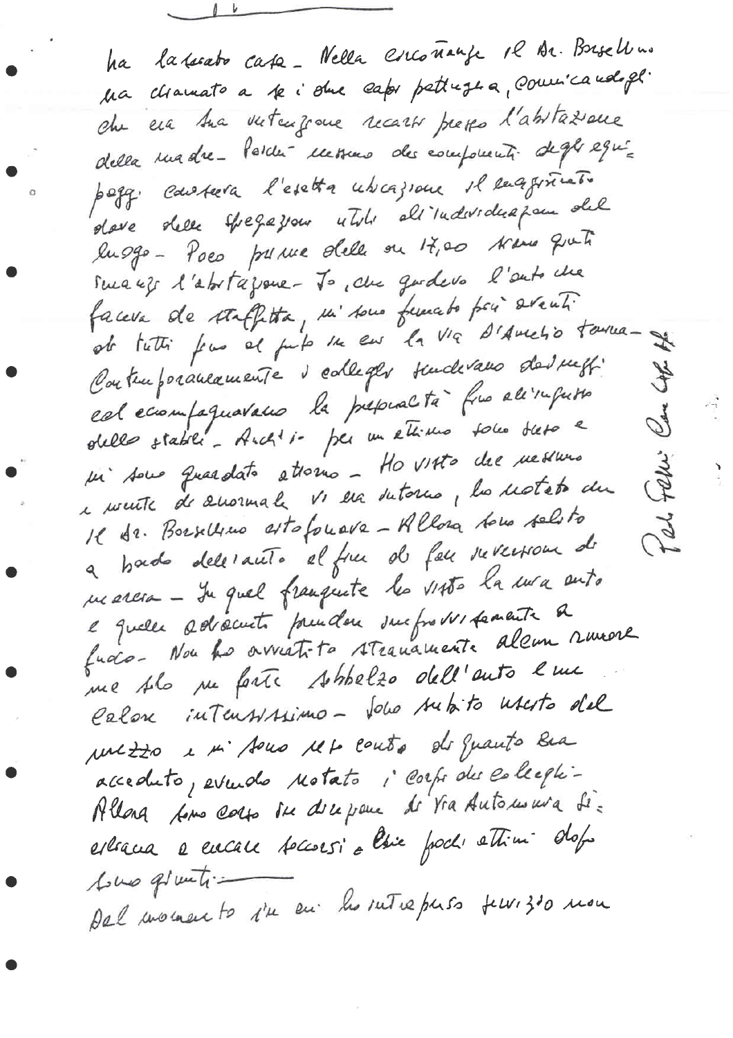ha lasciato casa - Nella circostanza il Dr. Borsellino ha chiamato a se i due capi pattuglia, comunicandogli che era sua intenzione recarsi presso l'abitazione della madre - Poiché nessuno dei componenti degli equipaggi conosceva l'esatta ubicazione il magistrato dava delle spiegazioni utili all'individuazione del luogo - Poco prima delle ore 17,00 siamo giunti innanzi l'abitazione - Io, che guidavo l'auto che faceva da staffetta, mi sono fermato più avanti di tutti fino al punto in cui la Via D'Amelio termina - Contemporaneamente i colleghi scendevano dai mezzi ed accompagnavano la personalità fino all'ingresso dello stabile - Anch'io per un attimo sono sceso e mi sono guardato attorno - Ho visto che nessuno e niente di anormale vi era intorno, ho notato che il Dr. Borsellino citofonava - Allora sono salito a bordo dell'auto al fine di fare inversione di marcia - In quel frangente ho visto la mia auto e quelle adiacenti prendere improvvisamente a fuoco - Non ho avvertito stranamente alcun rumore ma solo un forte sobbalzo dell'auto e un calore intensissimo - Sono subito uscito dal mezzo e mi sono reso conto di quanto era accaduto, avendo notato i corpi dei colleghi - Allora sono corso in direzione di Via Autonomia Siciliana a cercare soccorsi - Essi pochi attimi dopo sono giunti -

Dal momento in cui ho intrapreso servizio non

Per Fede Con Capo Ag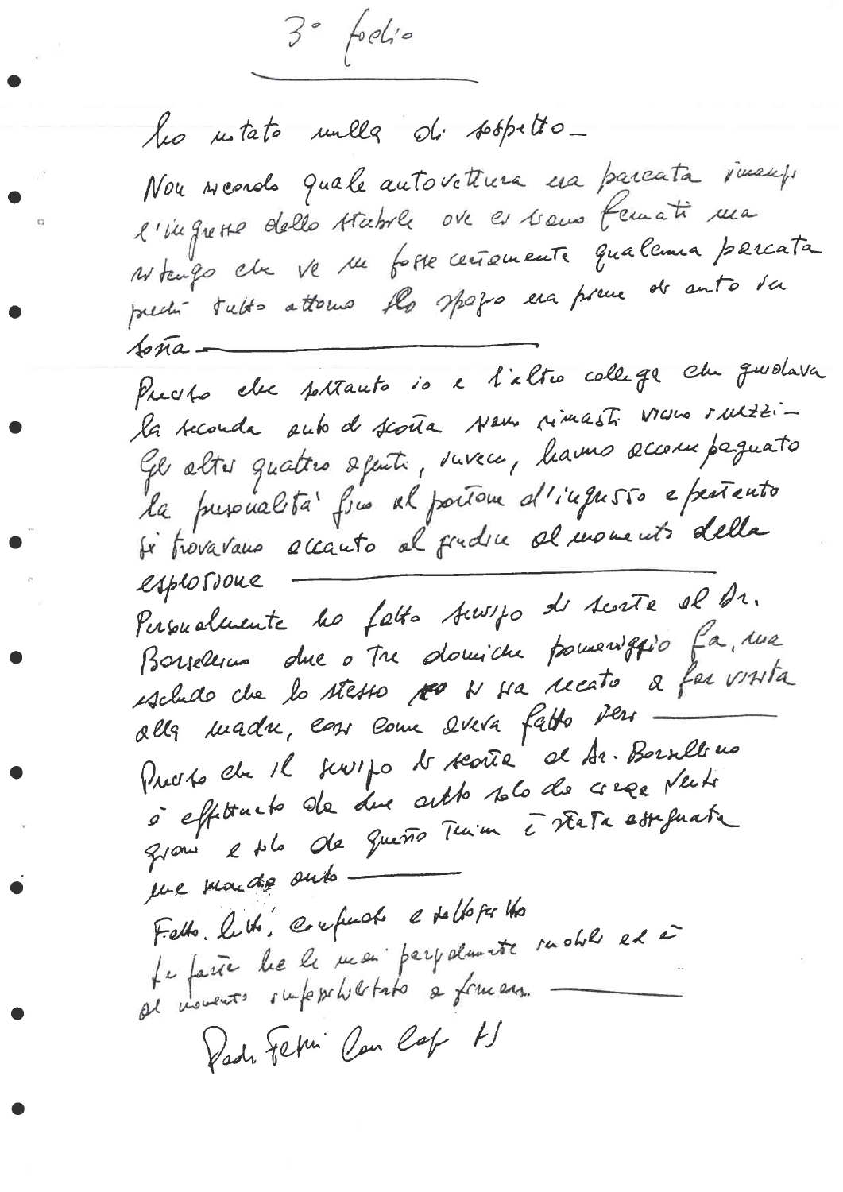3° foglio

ho notato nulla di sospetto —

Non ricordo quale autovettura era parcata innanzi l'ingresso dello stabile ove ci siamo fermati ma ritengo che ve ne fosse certamente qualcuna parcata perché tutto attorno lo spazio era pieno di auto in sosta —

Preciso che soltanto io e l'altro collega che guidava la seconda auto di scorta siamo rimasti vicino i mezzi — Gli altri quattro agenti, invece, hanno accompagnato la personalità fino al portone d'ingresso e pertanto si trovavano accanto al giudice al momento della esplosione —

Personalmente ho fatto servizio di scorta al Dr. Borsellino due o tre domeniche pomeriggio fa, ma escludo che lo stesso si sia recato a far visita alla madre, così come aveva fatto ieri —

Preciso che il servizio di scorta al Dr. Borsellino è effettuato da due auto solo da circa venti giorni e solo da questo turno è stata assegnata una macchina —

Fatto, letto, confermato e sottoscritto
Le parti che le mani perfettamente mobili ed è al momento impossibilitato a firmare —

Padre Fermi Can Cap PS